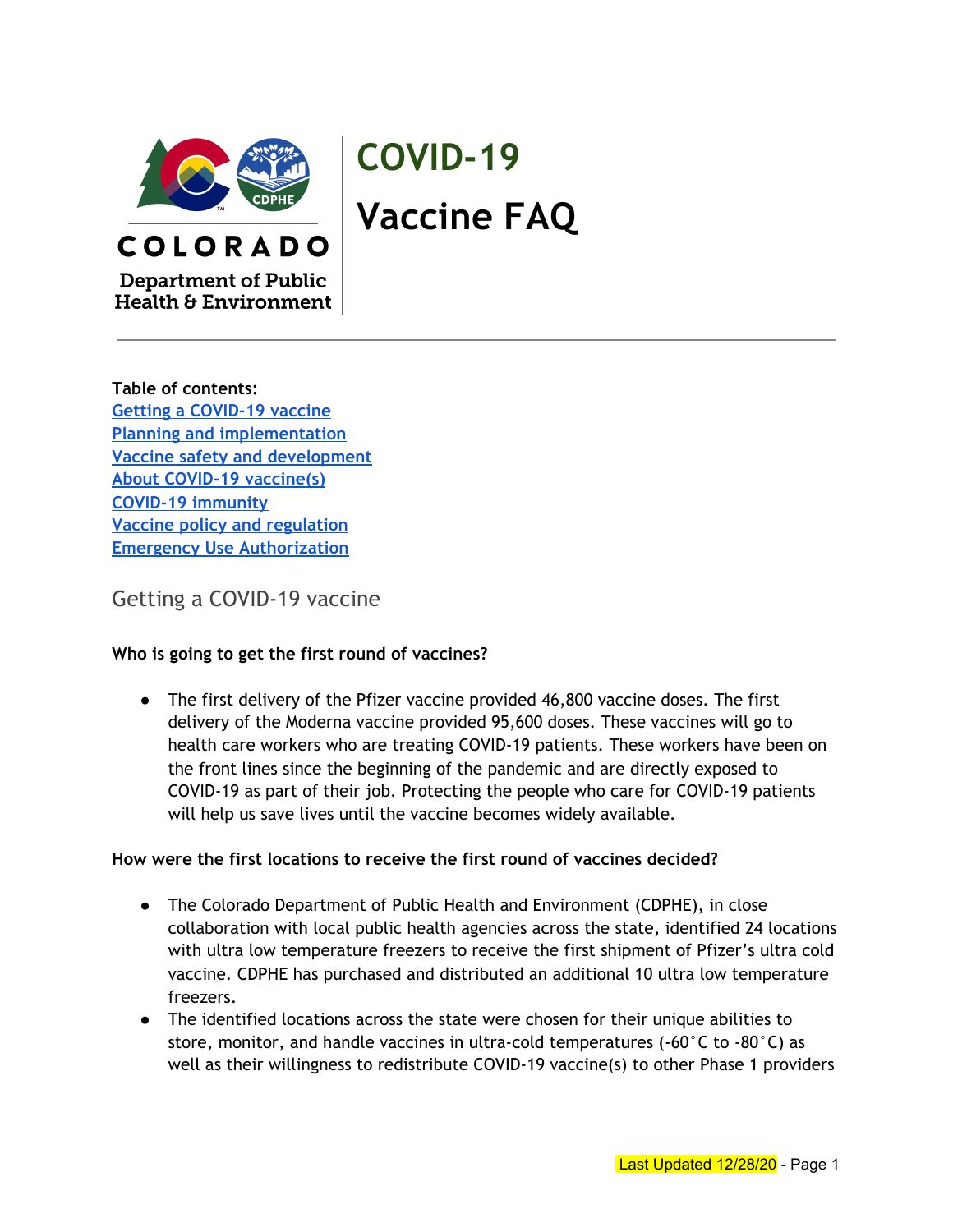COLORADO

Department of Public Health & Environment

# COVID-19 Vaccine FAQ

**Table of contents:**

[Getting a COVID-19 vaccine](#getting-a-covid-19-vaccine)
[Planning and implementation](#planning-and-implementation)
[Vaccine safety and development](#vaccine-safety-and-development)
[About COVID-19 vaccine(s)](#about-covid-19-vaccines)
[COVID-19 immunity](#covid-19-immunity)
[Vaccine policy and regulation](#vaccine-policy-and-regulation)
[Emergency Use Authorization](#emergency-use-authorization)

## Getting a COVID-19 vaccine

**Who is going to get the first round of vaccines?**

- The first delivery of the Pfizer vaccine provided 46,800 vaccine doses. The first delivery of the Moderna vaccine provided 95,600 doses. These vaccines will go to health care workers who are treating COVID-19 patients. These workers have been on the front lines since the beginning of the pandemic and are directly exposed to COVID-19 as part of their job. Protecting the people who care for COVID-19 patients will help us save lives until the vaccine becomes widely available.

**How were the first locations to receive the first round of vaccines decided?**

- The Colorado Department of Public Health and Environment (CDPHE), in close collaboration with local public health agencies across the state, identified 24 locations with ultra low temperature freezers to receive the first shipment of Pfizer's ultra cold vaccine. CDPHE has purchased and distributed an additional 10 ultra low temperature freezers.
- The identified locations across the state were chosen for their unique abilities to store, monitor, and handle vaccines in ultra-cold temperatures (-60˚C to -80˚C) as well as their willingness to redistribute COVID-19 vaccine(s) to other Phase 1 providers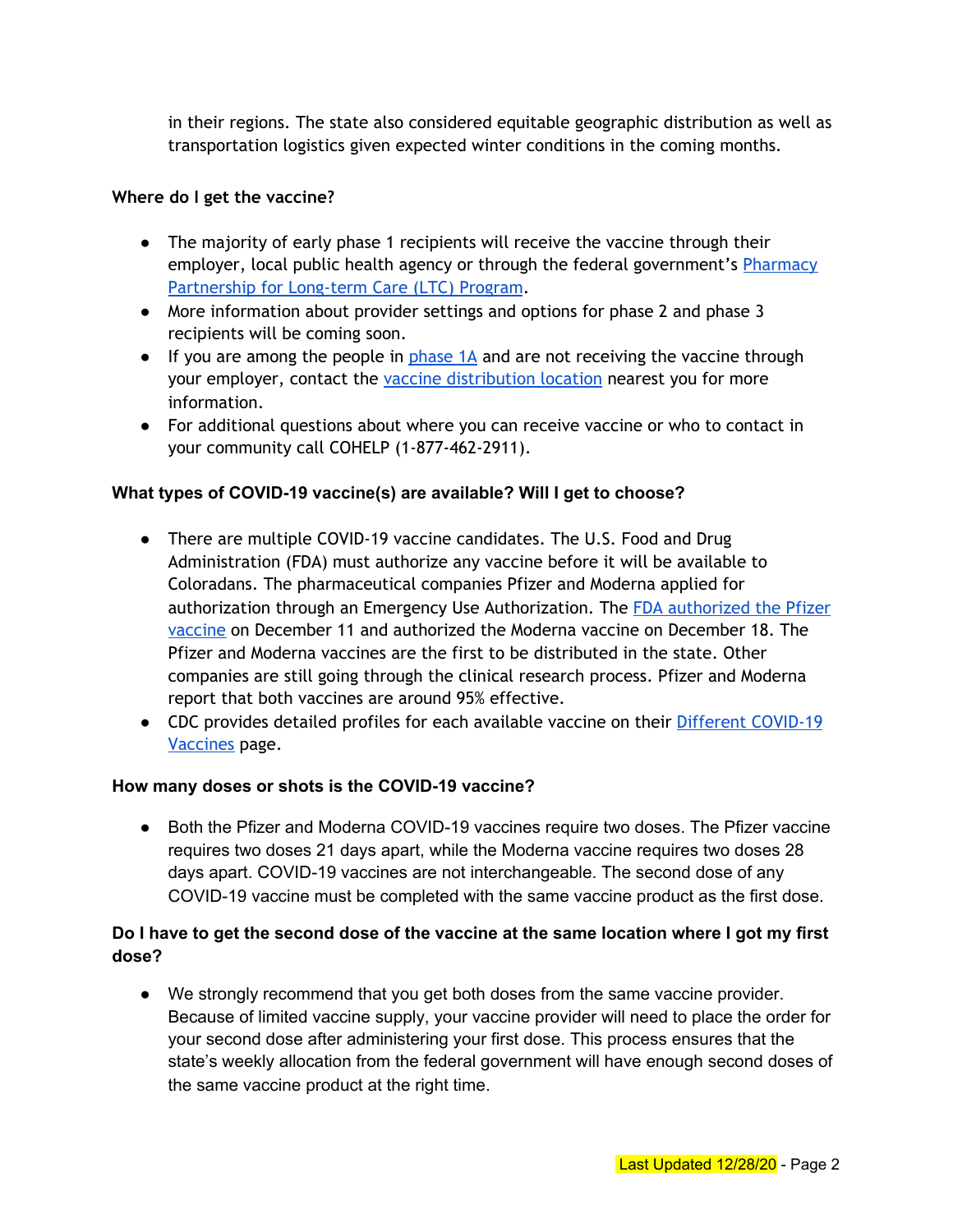in their regions. The state also considered equitable geographic distribution as well as transportation logistics given expected winter conditions in the coming months.

**Where do I get the vaccine?**

- The majority of early phase 1 recipients will receive the vaccine through their employer, local public health agency or through the federal government's [Pharmacy Partnership for Long-term Care (LTC) Program]().
- More information about provider settings and options for phase 2 and phase 3 recipients will be coming soon.
- If you are among the people in [phase 1A]() and are not receiving the vaccine through your employer, contact the [vaccine distribution location]() nearest you for more information.
- For additional questions about where you can receive vaccine or who to contact in your community call COHELP (1-877-462-2911).

**What types of COVID-19 vaccine(s) are available? Will I get to choose?**

- There are multiple COVID-19 vaccine candidates. The U.S. Food and Drug Administration (FDA) must authorize any vaccine before it will be available to Coloradans. The pharmaceutical companies Pfizer and Moderna applied for authorization through an Emergency Use Authorization. The [FDA authorized the Pfizer vaccine]() on December 11 and authorized the Moderna vaccine on December 18. The Pfizer and Moderna vaccines are the first to be distributed in the state. Other companies are still going through the clinical research process. Pfizer and Moderna report that both vaccines are around 95% effective.
- CDC provides detailed profiles for each available vaccine on their [Different COVID-19 Vaccines]() page.

**How many doses or shots is the COVID-19 vaccine?**

- Both the Pfizer and Moderna COVID-19 vaccines require two doses. The Pfizer vaccine requires two doses 21 days apart, while the Moderna vaccine requires two doses 28 days apart. COVID-19 vaccines are not interchangeable. The second dose of any COVID-19 vaccine must be completed with the same vaccine product as the first dose.

**Do I have to get the second dose of the vaccine at the same location where I got my first dose?**

- We strongly recommend that you get both doses from the same vaccine provider. Because of limited vaccine supply, your vaccine provider will need to place the order for your second dose after administering your first dose. This process ensures that the state's weekly allocation from the federal government will have enough second doses of the same vaccine product at the right time.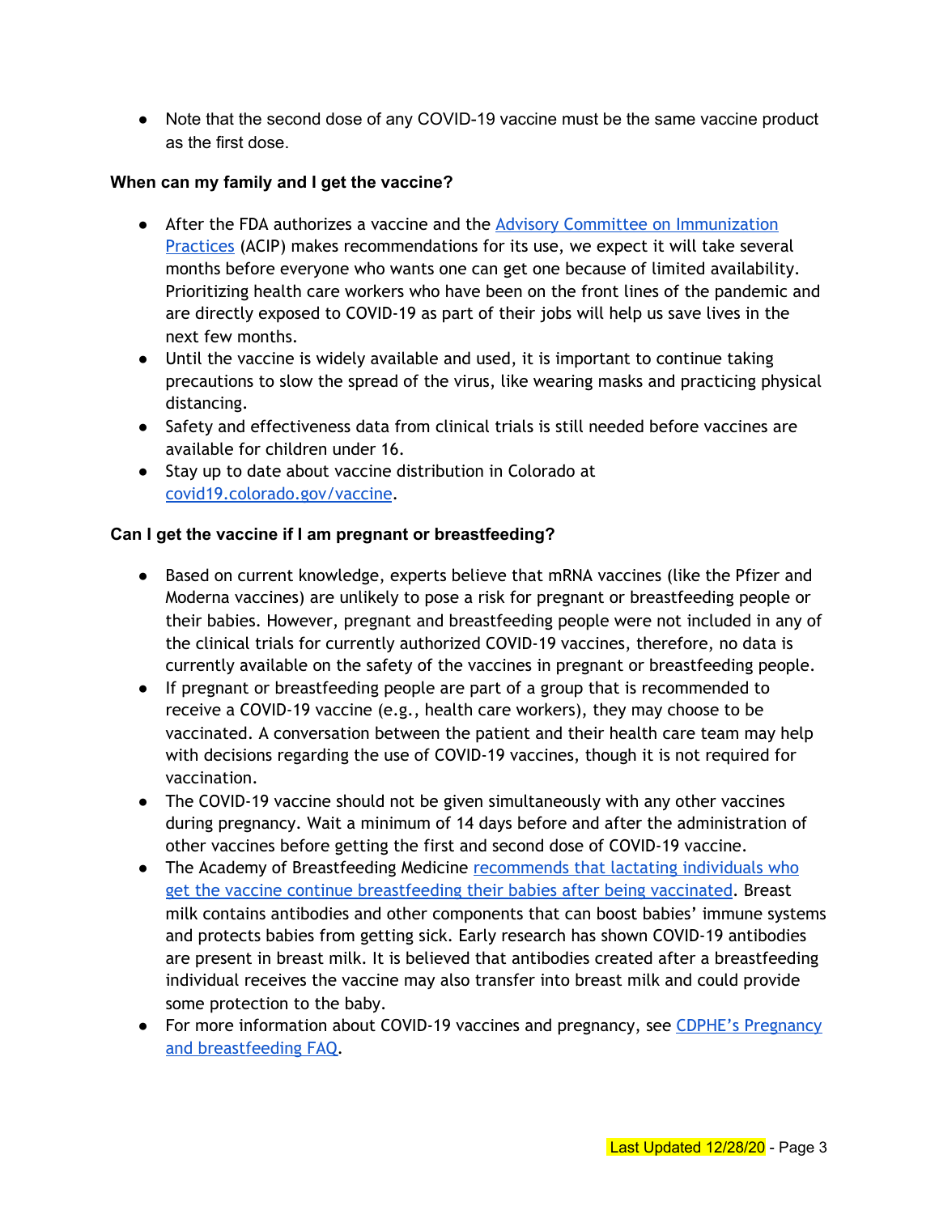- Note that the second dose of any COVID-19 vaccine must be the same vaccine product as the first dose.

**When can my family and I get the vaccine?**

- After the FDA authorizes a vaccine and the [Advisory Committee on Immunization Practices](#) (ACIP) makes recommendations for its use, we expect it will take several months before everyone who wants one can get one because of limited availability. Prioritizing health care workers who have been on the front lines of the pandemic and are directly exposed to COVID-19 as part of their jobs will help us save lives in the next few months.
- Until the vaccine is widely available and used, it is important to continue taking precautions to slow the spread of the virus, like wearing masks and practicing physical distancing.
- Safety and effectiveness data from clinical trials is still needed before vaccines are available for children under 16.
- Stay up to date about vaccine distribution in Colorado at [covid19.colorado.gov/vaccine](#).

**Can I get the vaccine if I am pregnant or breastfeeding?**

- Based on current knowledge, experts believe that mRNA vaccines (like the Pfizer and Moderna vaccines) are unlikely to pose a risk for pregnant or breastfeeding people or their babies. However, pregnant and breastfeeding people were not included in any of the clinical trials for currently authorized COVID-19 vaccines, therefore, no data is currently available on the safety of the vaccines in pregnant or breastfeeding people.
- If pregnant or breastfeeding people are part of a group that is recommended to receive a COVID-19 vaccine (e.g., health care workers), they may choose to be vaccinated. A conversation between the patient and their health care team may help with decisions regarding the use of COVID-19 vaccines, though it is not required for vaccination.
- The COVID-19 vaccine should not be given simultaneously with any other vaccines during pregnancy. Wait a minimum of 14 days before and after the administration of other vaccines before getting the first and second dose of COVID-19 vaccine.
- The Academy of Breastfeeding Medicine [recommends that lactating individuals who get the vaccine continue breastfeeding their babies after being vaccinated](#). Breast milk contains antibodies and other components that can boost babies' immune systems and protects babies from getting sick. Early research has shown COVID-19 antibodies are present in breast milk. It is believed that antibodies created after a breastfeeding individual receives the vaccine may also transfer into breast milk and could provide some protection to the baby.
- For more information about COVID-19 vaccines and pregnancy, see [CDPHE's Pregnancy and breastfeeding FAQ](#).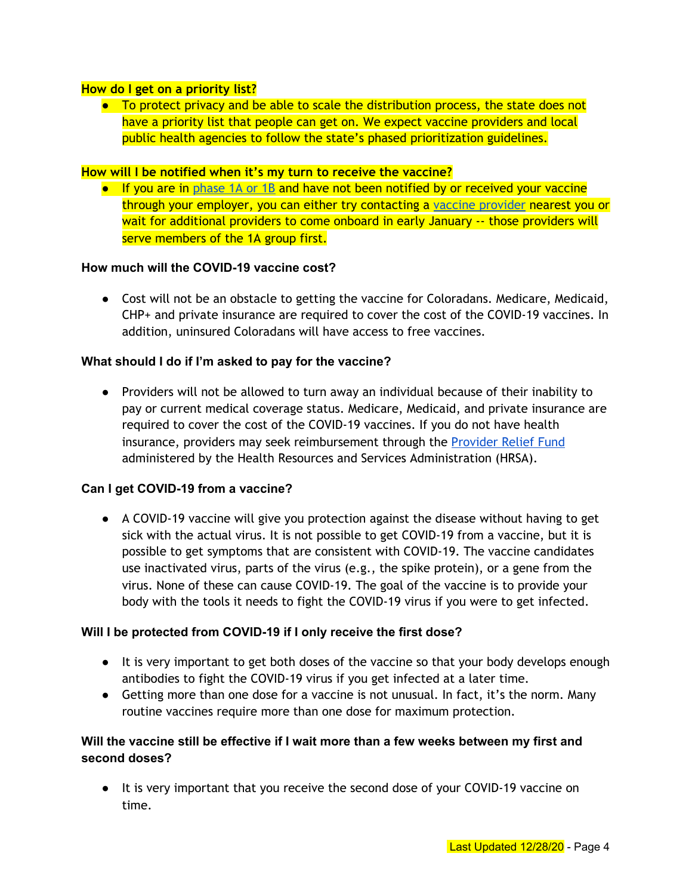**How do I get on a priority list?**

- To protect privacy and be able to scale the distribution process, the state does not have a priority list that people can get on. We expect vaccine providers and local public health agencies to follow the state's phased prioritization guidelines.

**How will I be notified when it's my turn to receive the vaccine?**

- If you are in phase 1A or 1B and have not been notified by or received your vaccine through your employer, you can either try contacting a vaccine provider nearest you or wait for additional providers to come onboard in early January -- those providers will serve members of the 1A group first.

**How much will the COVID-19 vaccine cost?**

- Cost will not be an obstacle to getting the vaccine for Coloradans. Medicare, Medicaid, CHP+ and private insurance are required to cover the cost of the COVID-19 vaccines. In addition, uninsured Coloradans will have access to free vaccines.

**What should I do if I'm asked to pay for the vaccine?**

- Providers will not be allowed to turn away an individual because of their inability to pay or current medical coverage status. Medicare, Medicaid, and private insurance are required to cover the cost of the COVID-19 vaccines. If you do not have health insurance, providers may seek reimbursement through the Provider Relief Fund administered by the Health Resources and Services Administration (HRSA).

**Can I get COVID-19 from a vaccine?**

- A COVID-19 vaccine will give you protection against the disease without having to get sick with the actual virus. It is not possible to get COVID-19 from a vaccine, but it is possible to get symptoms that are consistent with COVID-19. The vaccine candidates use inactivated virus, parts of the virus (e.g., the spike protein), or a gene from the virus. None of these can cause COVID-19. The goal of the vaccine is to provide your body with the tools it needs to fight the COVID-19 virus if you were to get infected.

**Will I be protected from COVID-19 if I only receive the first dose?**

- It is very important to get both doses of the vaccine so that your body develops enough antibodies to fight the COVID-19 virus if you get infected at a later time.
- Getting more than one dose for a vaccine is not unusual. In fact, it's the norm. Many routine vaccines require more than one dose for maximum protection.

**Will the vaccine still be effective if I wait more than a few weeks between my first and second doses?**

- It is very important that you receive the second dose of your COVID-19 vaccine on time.

Last Updated 12/28/20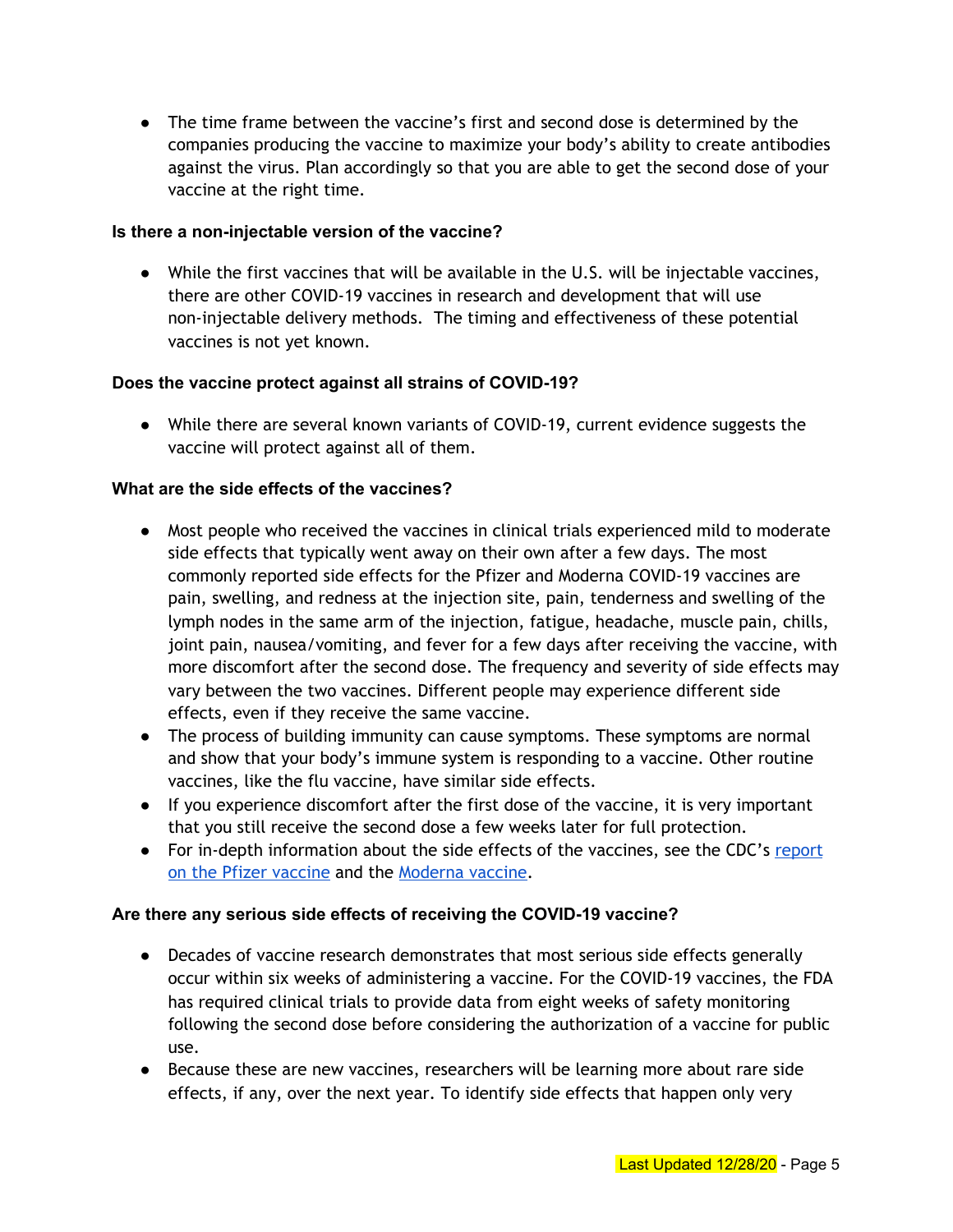- The time frame between the vaccine's first and second dose is determined by the companies producing the vaccine to maximize your body's ability to create antibodies against the virus. Plan accordingly so that you are able to get the second dose of your vaccine at the right time.

**Is there a non-injectable version of the vaccine?**

- While the first vaccines that will be available in the U.S. will be injectable vaccines, there are other COVID-19 vaccines in research and development that will use non-injectable delivery methods. The timing and effectiveness of these potential vaccines is not yet known.

**Does the vaccine protect against all strains of COVID-19?**

- While there are several known variants of COVID-19, current evidence suggests the vaccine will protect against all of them.

**What are the side effects of the vaccines?**

- Most people who received the vaccines in clinical trials experienced mild to moderate side effects that typically went away on their own after a few days. The most commonly reported side effects for the Pfizer and Moderna COVID-19 vaccines are pain, swelling, and redness at the injection site, pain, tenderness and swelling of the lymph nodes in the same arm of the injection, fatigue, headache, muscle pain, chills, joint pain, nausea/vomiting, and fever for a few days after receiving the vaccine, with more discomfort after the second dose. The frequency and severity of side effects may vary between the two vaccines. Different people may experience different side effects, even if they receive the same vaccine.
- The process of building immunity can cause symptoms. These symptoms are normal and show that your body's immune system is responding to a vaccine. Other routine vaccines, like the flu vaccine, have similar side effects.
- If you experience discomfort after the first dose of the vaccine, it is very important that you still receive the second dose a few weeks later for full protection.
- For in-depth information about the side effects of the vaccines, see the CDC's report on the Pfizer vaccine and the Moderna vaccine.

**Are there any serious side effects of receiving the COVID-19 vaccine?**

- Decades of vaccine research demonstrates that most serious side effects generally occur within six weeks of administering a vaccine. For the COVID-19 vaccines, the FDA has required clinical trials to provide data from eight weeks of safety monitoring following the second dose before considering the authorization of a vaccine for public use.
- Because these are new vaccines, researchers will be learning more about rare side effects, if any, over the next year. To identify side effects that happen only very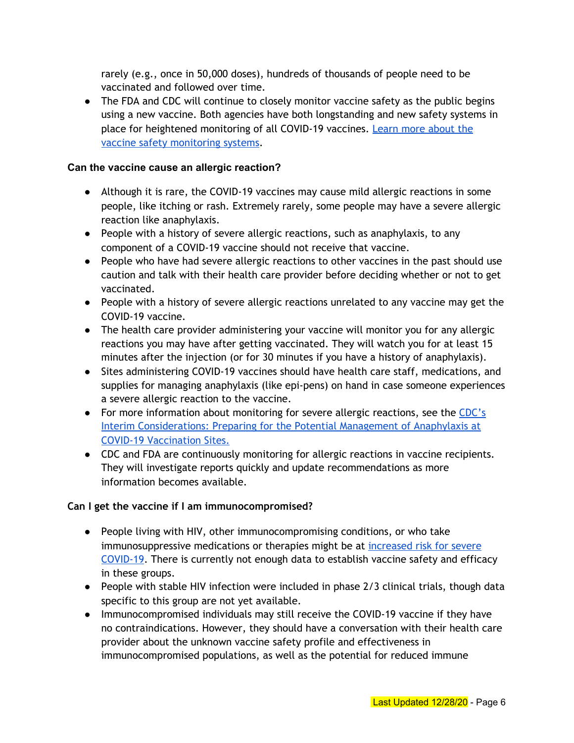rarely (e.g., once in 50,000 doses), hundreds of thousands of people need to be vaccinated and followed over time.

- The FDA and CDC will continue to closely monitor vaccine safety as the public begins using a new vaccine. Both agencies have both longstanding and new safety systems in place for heightened monitoring of all COVID-19 vaccines. [Learn more about the vaccine safety monitoring systems]().

**Can the vaccine cause an allergic reaction?**

- Although it is rare, the COVID-19 vaccines may cause mild allergic reactions in some people, like itching or rash. Extremely rarely, some people may have a severe allergic reaction like anaphylaxis.
- People with a history of severe allergic reactions, such as anaphylaxis, to any component of a COVID-19 vaccine should not receive that vaccine.
- People who have had severe allergic reactions to other vaccines in the past should use caution and talk with their health care provider before deciding whether or not to get vaccinated.
- People with a history of severe allergic reactions unrelated to any vaccine may get the COVID-19 vaccine.
- The health care provider administering your vaccine will monitor you for any allergic reactions you may have after getting vaccinated. They will watch you for at least 15 minutes after the injection (or for 30 minutes if you have a history of anaphylaxis).
- Sites administering COVID-19 vaccines should have health care staff, medications, and supplies for managing anaphylaxis (like epi-pens) on hand in case someone experiences a severe allergic reaction to the vaccine.
- For more information about monitoring for severe allergic reactions, see the [CDC's Interim Considerations: Preparing for the Potential Management of Anaphylaxis at COVID-19 Vaccination Sites.]()
- CDC and FDA are continuously monitoring for allergic reactions in vaccine recipients. They will investigate reports quickly and update recommendations as more information becomes available.

**Can I get the vaccine if I am immunocompromised?**

- People living with HIV, other immunocompromising conditions, or who take immunosuppressive medications or therapies might be at [increased risk for severe COVID-19](). There is currently not enough data to establish vaccine safety and efficacy in these groups.
- People with stable HIV infection were included in phase 2/3 clinical trials, though data specific to this group are not yet available.
- Immunocompromised individuals may still receive the COVID-19 vaccine if they have no contraindications. However, they should have a conversation with their health care provider about the unknown vaccine safety profile and effectiveness in immunocompromised populations, as well as the potential for reduced immune

Last Updated 12/28/20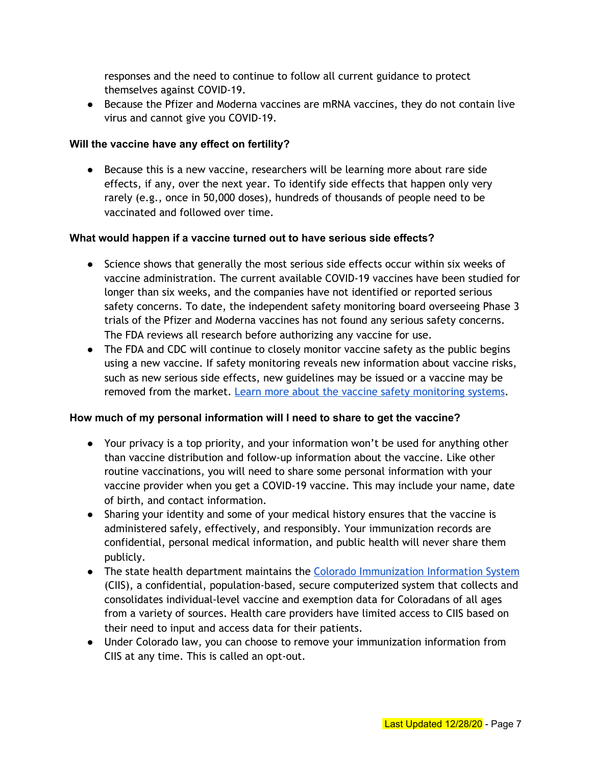responses and the need to continue to follow all current guidance to protect themselves against COVID-19.

- Because the Pfizer and Moderna vaccines are mRNA vaccines, they do not contain live virus and cannot give you COVID-19.

**Will the vaccine have any effect on fertility?**

- Because this is a new vaccine, researchers will be learning more about rare side effects, if any, over the next year. To identify side effects that happen only very rarely (e.g., once in 50,000 doses), hundreds of thousands of people need to be vaccinated and followed over time.

**What would happen if a vaccine turned out to have serious side effects?**

- Science shows that generally the most serious side effects occur within six weeks of vaccine administration. The current available COVID-19 vaccines have been studied for longer than six weeks, and the companies have not identified or reported serious safety concerns. To date, the independent safety monitoring board overseeing Phase 3 trials of the Pfizer and Moderna vaccines has not found any serious safety concerns. The FDA reviews all research before authorizing any vaccine for use.
- The FDA and CDC will continue to closely monitor vaccine safety as the public begins using a new vaccine. If safety monitoring reveals new information about vaccine risks, such as new serious side effects, new guidelines may be issued or a vaccine may be removed from the market. Learn more about the vaccine safety monitoring systems.

**How much of my personal information will I need to share to get the vaccine?**

- Your privacy is a top priority, and your information won't be used for anything other than vaccine distribution and follow-up information about the vaccine. Like other routine vaccinations, you will need to share some personal information with your vaccine provider when you get a COVID-19 vaccine. This may include your name, date of birth, and contact information.
- Sharing your identity and some of your medical history ensures that the vaccine is administered safely, effectively, and responsibly. Your immunization records are confidential, personal medical information, and public health will never share them publicly.
- The state health department maintains the Colorado Immunization Information System (CIIS), a confidential, population-based, secure computerized system that collects and consolidates individual-level vaccine and exemption data for Coloradans of all ages from a variety of sources. Health care providers have limited access to CIIS based on their need to input and access data for their patients.
- Under Colorado law, you can choose to remove your immunization information from CIIS at any time. This is called an opt-out.

Last Updated 12/28/20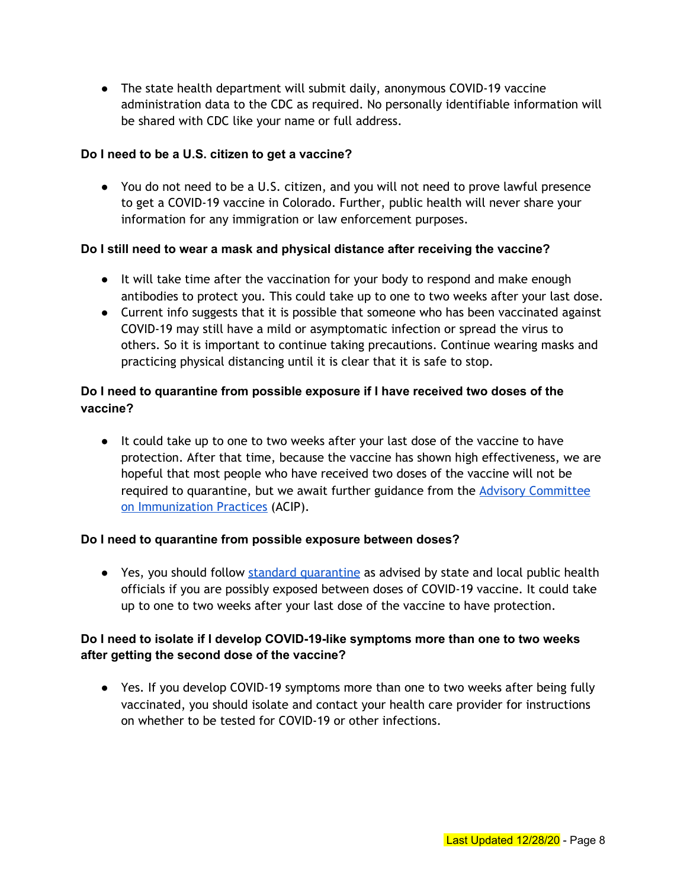- The state health department will submit daily, anonymous COVID-19 vaccine administration data to the CDC as required. No personally identifiable information will be shared with CDC like your name or full address.

**Do I need to be a U.S. citizen to get a vaccine?**

- You do not need to be a U.S. citizen, and you will not need to prove lawful presence to get a COVID-19 vaccine in Colorado. Further, public health will never share your information for any immigration or law enforcement purposes.

**Do I still need to wear a mask and physical distance after receiving the vaccine?**

- It will take time after the vaccination for your body to respond and make enough antibodies to protect you. This could take up to one to two weeks after your last dose.
- Current info suggests that it is possible that someone who has been vaccinated against COVID-19 may still have a mild or asymptomatic infection or spread the virus to others. So it is important to continue taking precautions. Continue wearing masks and practicing physical distancing until it is clear that it is safe to stop.

**Do I need to quarantine from possible exposure if I have received two doses of the vaccine?**

- It could take up to one to two weeks after your last dose of the vaccine to have protection. After that time, because the vaccine has shown high effectiveness, we are hopeful that most people who have received two doses of the vaccine will not be required to quarantine, but we await further guidance from the Advisory Committee on Immunization Practices (ACIP).

**Do I need to quarantine from possible exposure between doses?**

- Yes, you should follow standard quarantine as advised by state and local public health officials if you are possibly exposed between doses of COVID-19 vaccine. It could take up to one to two weeks after your last dose of the vaccine to have protection.

**Do I need to isolate if I develop COVID-19-like symptoms more than one to two weeks after getting the second dose of the vaccine?**

- Yes. If you develop COVID-19 symptoms more than one to two weeks after being fully vaccinated, you should isolate and contact your health care provider for instructions on whether to be tested for COVID-19 or other infections.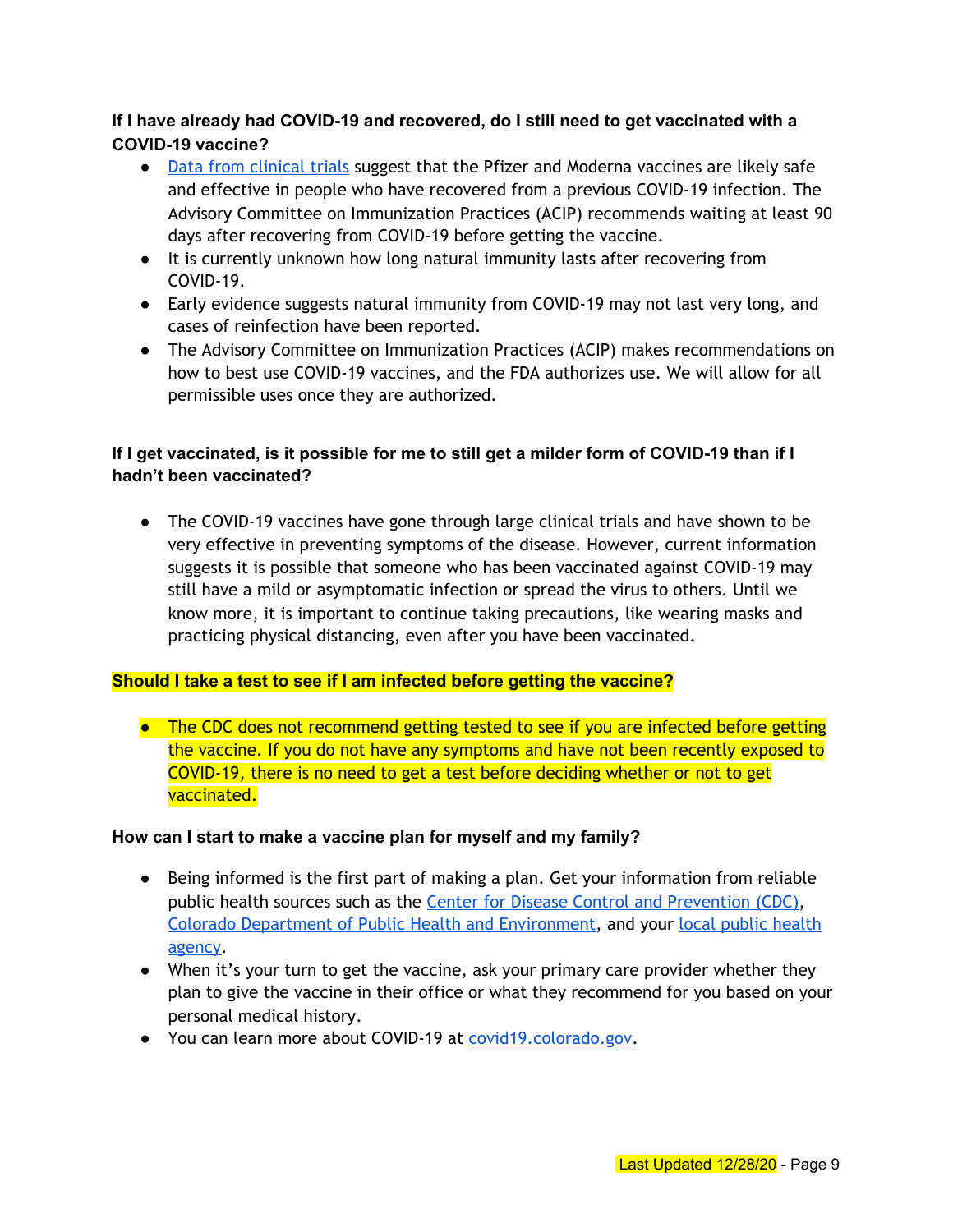**If I have already had COVID-19 and recovered, do I still need to get vaccinated with a COVID-19 vaccine?**

- Data from clinical trials suggest that the Pfizer and Moderna vaccines are likely safe and effective in people who have recovered from a previous COVID-19 infection. The Advisory Committee on Immunization Practices (ACIP) recommends waiting at least 90 days after recovering from COVID-19 before getting the vaccine.
- It is currently unknown how long natural immunity lasts after recovering from COVID-19.
- Early evidence suggests natural immunity from COVID-19 may not last very long, and cases of reinfection have been reported.
- The Advisory Committee on Immunization Practices (ACIP) makes recommendations on how to best use COVID-19 vaccines, and the FDA authorizes use. We will allow for all permissible uses once they are authorized.

**If I get vaccinated, is it possible for me to still get a milder form of COVID-19 than if I hadn't been vaccinated?**

- The COVID-19 vaccines have gone through large clinical trials and have shown to be very effective in preventing symptoms of the disease. However, current information suggests it is possible that someone who has been vaccinated against COVID-19 may still have a mild or asymptomatic infection or spread the virus to others. Until we know more, it is important to continue taking precautions, like wearing masks and practicing physical distancing, even after you have been vaccinated.

**Should I take a test to see if I am infected before getting the vaccine?**

- The CDC does not recommend getting tested to see if you are infected before getting the vaccine. If you do not have any symptoms and have not been recently exposed to COVID-19, there is no need to get a test before deciding whether or not to get vaccinated.

**How can I start to make a vaccine plan for myself and my family?**

- Being informed is the first part of making a plan. Get your information from reliable public health sources such as the Center for Disease Control and Prevention (CDC), Colorado Department of Public Health and Environment, and your local public health agency.
- When it's your turn to get the vaccine, ask your primary care provider whether they plan to give the vaccine in their office or what they recommend for you based on your personal medical history.
- You can learn more about COVID-19 at covid19.colorado.gov.

Last Updated 12/28/20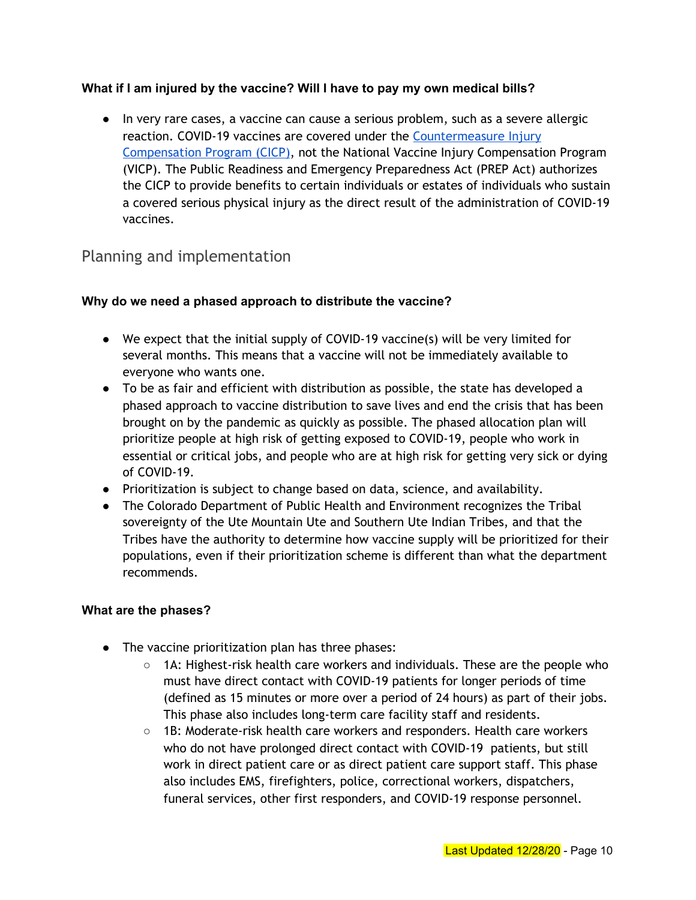**What if I am injured by the vaccine? Will I have to pay my own medical bills?**

- In very rare cases, a vaccine can cause a serious problem, such as a severe allergic reaction. COVID-19 vaccines are covered under the [Countermeasure Injury Compensation Program (CICP)](), not the National Vaccine Injury Compensation Program (VICP). The Public Readiness and Emergency Preparedness Act (PREP Act) authorizes the CICP to provide benefits to certain individuals or estates of individuals who sustain a covered serious physical injury as the direct result of the administration of COVID-19 vaccines.

## Planning and implementation

**Why do we need a phased approach to distribute the vaccine?**

- We expect that the initial supply of COVID-19 vaccine(s) will be very limited for several months. This means that a vaccine will not be immediately available to everyone who wants one.
- To be as fair and efficient with distribution as possible, the state has developed a phased approach to vaccine distribution to save lives and end the crisis that has been brought on by the pandemic as quickly as possible. The phased allocation plan will prioritize people at high risk of getting exposed to COVID-19, people who work in essential or critical jobs, and people who are at high risk for getting very sick or dying of COVID-19.
- Prioritization is subject to change based on data, science, and availability.
- The Colorado Department of Public Health and Environment recognizes the Tribal sovereignty of the Ute Mountain Ute and Southern Ute Indian Tribes, and that the Tribes have the authority to determine how vaccine supply will be prioritized for their populations, even if their prioritization scheme is different than what the department recommends.

**What are the phases?**

- The vaccine prioritization plan has three phases:
  - 1A: Highest-risk health care workers and individuals. These are the people who must have direct contact with COVID-19 patients for longer periods of time (defined as 15 minutes or more over a period of 24 hours) as part of their jobs. This phase also includes long-term care facility staff and residents.
  - 1B: Moderate-risk health care workers and responders. Health care workers who do not have prolonged direct contact with COVID-19 patients, but still work in direct patient care or as direct patient care support staff. This phase also includes EMS, firefighters, police, correctional workers, dispatchers, funeral services, other first responders, and COVID-19 response personnel.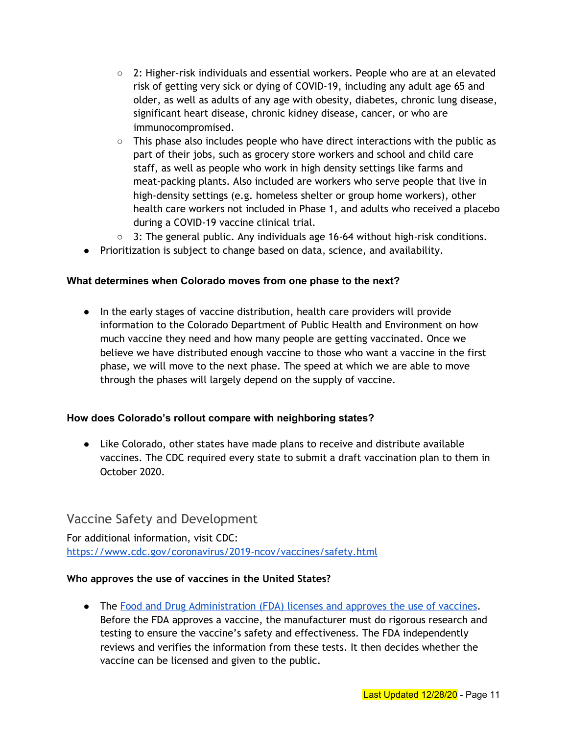- 2: Higher-risk individuals and essential workers. People who are at an elevated risk of getting very sick or dying of COVID-19, including any adult age 65 and older, as well as adults of any age with obesity, diabetes, chronic lung disease, significant heart disease, chronic kidney disease, cancer, or who are immunocompromised.
    - This phase also includes people who have direct interactions with the public as part of their jobs, such as grocery store workers and school and child care staff, as well as people who work in high density settings like farms and meat-packing plants. Also included are workers who serve people that live in high-density settings (e.g. homeless shelter or group home workers), other health care workers not included in Phase 1, and adults who received a placebo during a COVID-19 vaccine clinical trial.
    - 3: The general public. Any individuals age 16-64 without high-risk conditions.
- Prioritization is subject to change based on data, science, and availability.

**What determines when Colorado moves from one phase to the next?**

- In the early stages of vaccine distribution, health care providers will provide information to the Colorado Department of Public Health and Environment on how much vaccine they need and how many people are getting vaccinated. Once we believe we have distributed enough vaccine to those who want a vaccine in the first phase, we will move to the next phase. The speed at which we are able to move through the phases will largely depend on the supply of vaccine.

**How does Colorado's rollout compare with neighboring states?**

- Like Colorado, other states have made plans to receive and distribute available vaccines. The CDC required every state to submit a draft vaccination plan to them in October 2020.

## Vaccine Safety and Development

For additional information, visit CDC: [https://www.cdc.gov/coronavirus/2019-ncov/vaccines/safety.html](https://www.cdc.gov/coronavirus/2019-ncov/vaccines/safety.html)

**Who approves the use of vaccines in the United States?**

- The Food and Drug Administration (FDA) licenses and approves the use of vaccines. Before the FDA approves a vaccine, the manufacturer must do rigorous research and testing to ensure the vaccine's safety and effectiveness. The FDA independently reviews and verifies the information from these tests. It then decides whether the vaccine can be licensed and given to the public.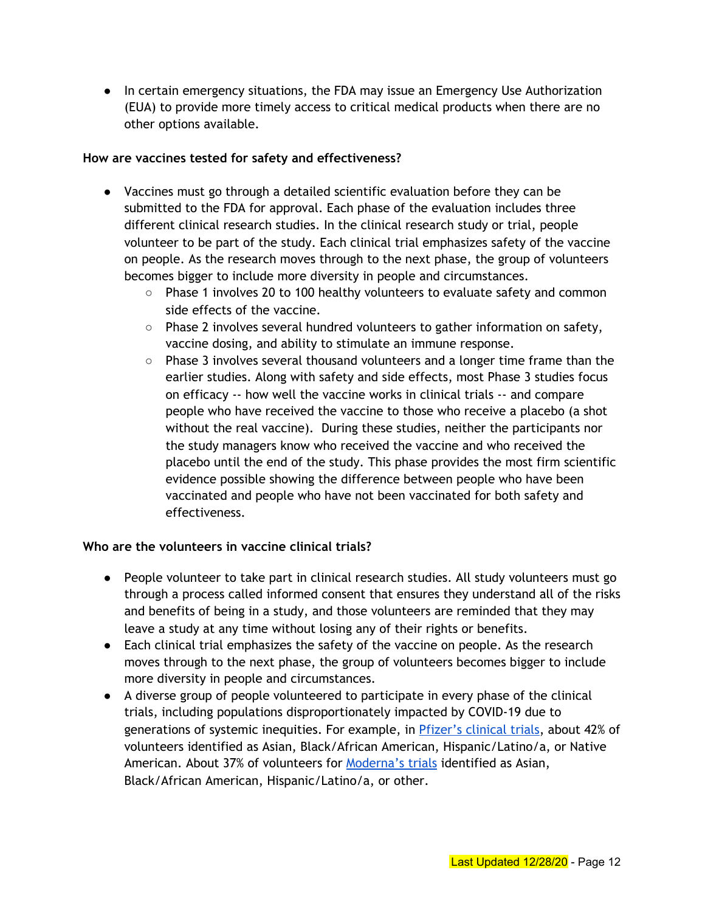- In certain emergency situations, the FDA may issue an Emergency Use Authorization (EUA) to provide more timely access to critical medical products when there are no other options available.

**How are vaccines tested for safety and effectiveness?**

- Vaccines must go through a detailed scientific evaluation before they can be submitted to the FDA for approval. Each phase of the evaluation includes three different clinical research studies. In the clinical research study or trial, people volunteer to be part of the study. Each clinical trial emphasizes safety of the vaccine on people. As the research moves through to the next phase, the group of volunteers becomes bigger to include more diversity in people and circumstances.
  - Phase 1 involves 20 to 100 healthy volunteers to evaluate safety and common side effects of the vaccine.
  - Phase 2 involves several hundred volunteers to gather information on safety, vaccine dosing, and ability to stimulate an immune response.
  - Phase 3 involves several thousand volunteers and a longer time frame than the earlier studies. Along with safety and side effects, most Phase 3 studies focus on efficacy -- how well the vaccine works in clinical trials -- and compare people who have received the vaccine to those who receive a placebo (a shot without the real vaccine). During these studies, neither the participants nor the study managers know who received the vaccine and who received the placebo until the end of the study. This phase provides the most firm scientific evidence possible showing the difference between people who have been vaccinated and people who have not been vaccinated for both safety and effectiveness.

**Who are the volunteers in vaccine clinical trials?**

- People volunteer to take part in clinical research studies. All study volunteers must go through a process called informed consent that ensures they understand all of the risks and benefits of being in a study, and those volunteers are reminded that they may leave a study at any time without losing any of their rights or benefits.
- Each clinical trial emphasizes the safety of the vaccine on people. As the research moves through to the next phase, the group of volunteers becomes bigger to include more diversity in people and circumstances.
- A diverse group of people volunteered to participate in every phase of the clinical trials, including populations disproportionately impacted by COVID-19 due to generations of systemic inequities. For example, in Pfizer's clinical trials, about 42% of volunteers identified as Asian, Black/African American, Hispanic/Latino/a, or Native American. About 37% of volunteers for Moderna's trials identified as Asian, Black/African American, Hispanic/Latino/a, or other.

Last Updated 12/28/20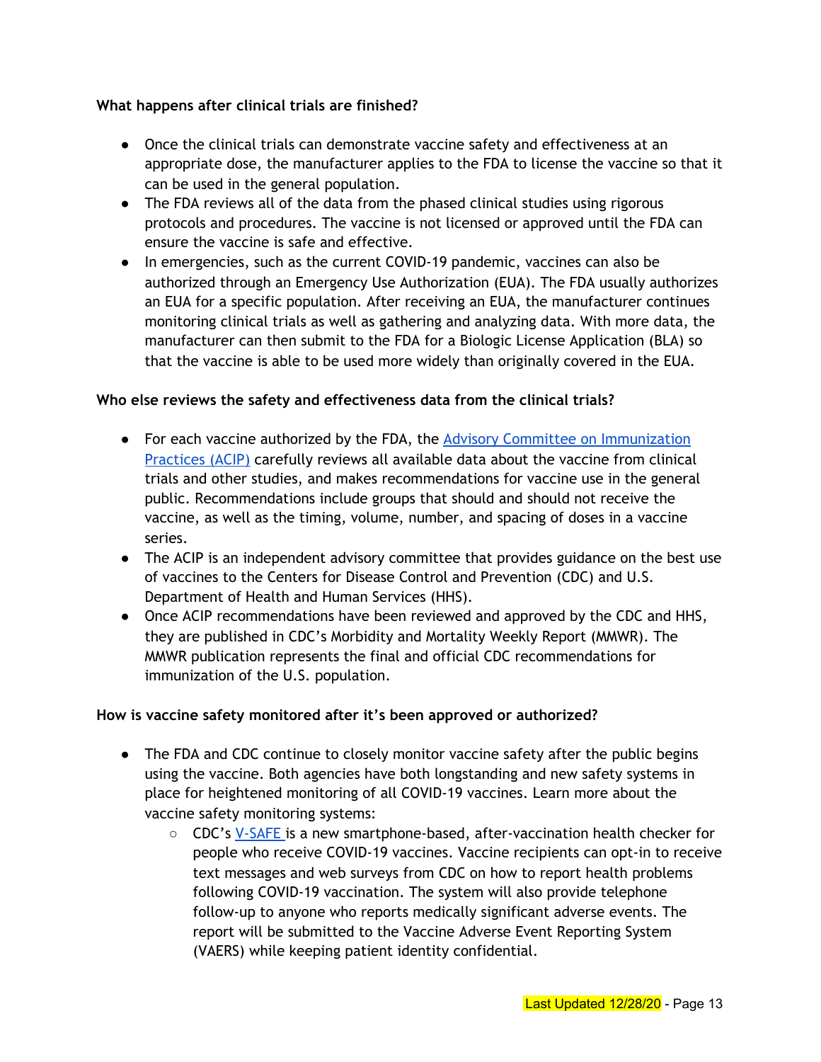**What happens after clinical trials are finished?**

- Once the clinical trials can demonstrate vaccine safety and effectiveness at an appropriate dose, the manufacturer applies to the FDA to license the vaccine so that it can be used in the general population.
- The FDA reviews all of the data from the phased clinical studies using rigorous protocols and procedures. The vaccine is not licensed or approved until the FDA can ensure the vaccine is safe and effective.
- In emergencies, such as the current COVID-19 pandemic, vaccines can also be authorized through an Emergency Use Authorization (EUA). The FDA usually authorizes an EUA for a specific population. After receiving an EUA, the manufacturer continues monitoring clinical trials as well as gathering and analyzing data. With more data, the manufacturer can then submit to the FDA for a Biologic License Application (BLA) so that the vaccine is able to be used more widely than originally covered in the EUA.

**Who else reviews the safety and effectiveness data from the clinical trials?**

- For each vaccine authorized by the FDA, the Advisory Committee on Immunization Practices (ACIP) carefully reviews all available data about the vaccine from clinical trials and other studies, and makes recommendations for vaccine use in the general public. Recommendations include groups that should and should not receive the vaccine, as well as the timing, volume, number, and spacing of doses in a vaccine series.
- The ACIP is an independent advisory committee that provides guidance on the best use of vaccines to the Centers for Disease Control and Prevention (CDC) and U.S. Department of Health and Human Services (HHS).
- Once ACIP recommendations have been reviewed and approved by the CDC and HHS, they are published in CDC's Morbidity and Mortality Weekly Report (MMWR). The MMWR publication represents the final and official CDC recommendations for immunization of the U.S. population.

**How is vaccine safety monitored after it's been approved or authorized?**

- The FDA and CDC continue to closely monitor vaccine safety after the public begins using the vaccine. Both agencies have both longstanding and new safety systems in place for heightened monitoring of all COVID-19 vaccines. Learn more about the vaccine safety monitoring systems:
  - CDC's V-SAFE is a new smartphone-based, after-vaccination health checker for people who receive COVID-19 vaccines. Vaccine recipients can opt-in to receive text messages and web surveys from CDC on how to report health problems following COVID-19 vaccination. The system will also provide telephone follow-up to anyone who reports medically significant adverse events. The report will be submitted to the Vaccine Adverse Event Reporting System (VAERS) while keeping patient identity confidential.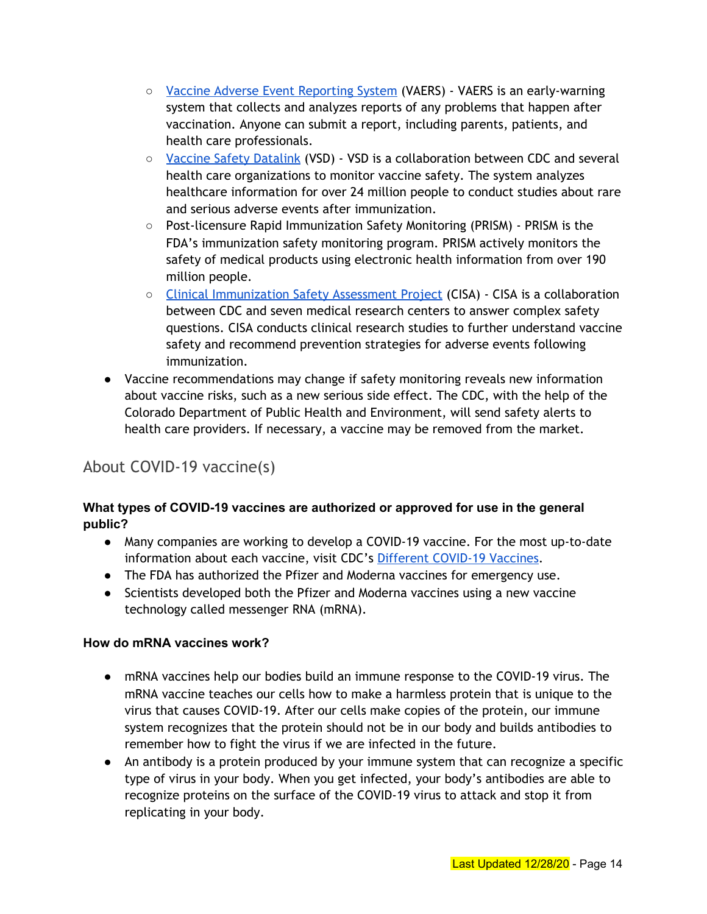- Vaccine Adverse Event Reporting System (VAERS) - VAERS is an early-warning system that collects and analyzes reports of any problems that happen after vaccination. Anyone can submit a report, including parents, patients, and health care professionals.
  - Vaccine Safety Datalink (VSD) - VSD is a collaboration between CDC and several health care organizations to monitor vaccine safety. The system analyzes healthcare information for over 24 million people to conduct studies about rare and serious adverse events after immunization.
  - Post-licensure Rapid Immunization Safety Monitoring (PRISM) - PRISM is the FDA's immunization safety monitoring program. PRISM actively monitors the safety of medical products using electronic health information from over 190 million people.
  - Clinical Immunization Safety Assessment Project (CISA) - CISA is a collaboration between CDC and seven medical research centers to answer complex safety questions. CISA conducts clinical research studies to further understand vaccine safety and recommend prevention strategies for adverse events following immunization.
- Vaccine recommendations may change if safety monitoring reveals new information about vaccine risks, such as a new serious side effect. The CDC, with the help of the Colorado Department of Public Health and Environment, will send safety alerts to health care providers. If necessary, a vaccine may be removed from the market.

## About COVID-19 vaccine(s)

**What types of COVID-19 vaccines are authorized or approved for use in the general public?**

- Many companies are working to develop a COVID-19 vaccine. For the most up-to-date information about each vaccine, visit CDC's Different COVID-19 Vaccines.
- The FDA has authorized the Pfizer and Moderna vaccines for emergency use.
- Scientists developed both the Pfizer and Moderna vaccines using a new vaccine technology called messenger RNA (mRNA).

**How do mRNA vaccines work?**

- mRNA vaccines help our bodies build an immune response to the COVID-19 virus. The mRNA vaccine teaches our cells how to make a harmless protein that is unique to the virus that causes COVID-19. After our cells make copies of the protein, our immune system recognizes that the protein should not be in our body and builds antibodies to remember how to fight the virus if we are infected in the future.
- An antibody is a protein produced by your immune system that can recognize a specific type of virus in your body. When you get infected, your body's antibodies are able to recognize proteins on the surface of the COVID-19 virus to attack and stop it from replicating in your body.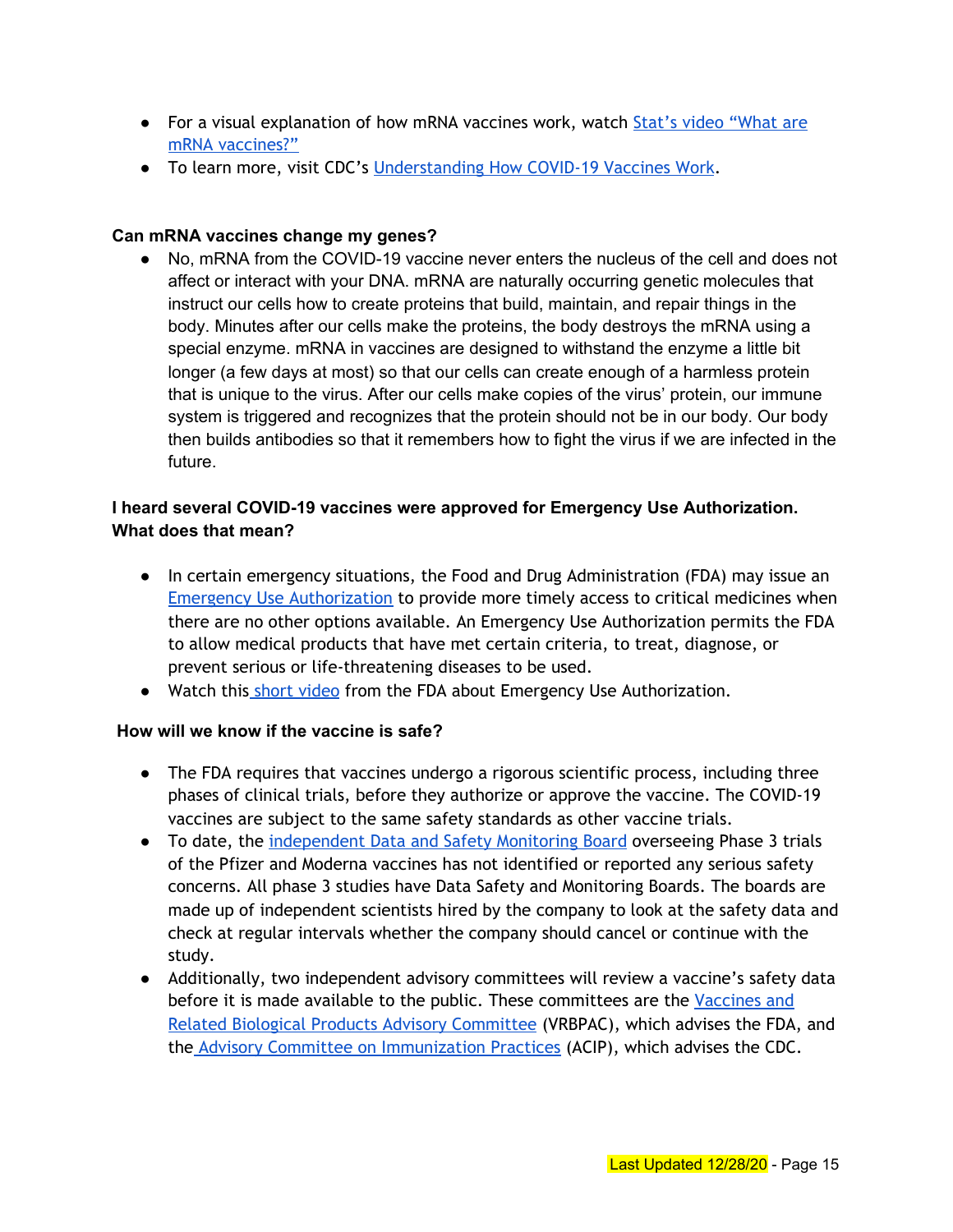- For a visual explanation of how mRNA vaccines work, watch [Stat's video "What are mRNA vaccines?"]
- To learn more, visit CDC's [Understanding How COVID-19 Vaccines Work].

**Can mRNA vaccines change my genes?**

- No, mRNA from the COVID-19 vaccine never enters the nucleus of the cell and does not affect or interact with your DNA. mRNA are naturally occurring genetic molecules that instruct our cells how to create proteins that build, maintain, and repair things in the body. Minutes after our cells make the proteins, the body destroys the mRNA using a special enzyme. mRNA in vaccines are designed to withstand the enzyme a little bit longer (a few days at most) so that our cells can create enough of a harmless protein that is unique to the virus. After our cells make copies of the virus' protein, our immune system is triggered and recognizes that the protein should not be in our body. Our body then builds antibodies so that it remembers how to fight the virus if we are infected in the future.

**I heard several COVID-19 vaccines were approved for Emergency Use Authorization. What does that mean?**

- In certain emergency situations, the Food and Drug Administration (FDA) may issue an [Emergency Use Authorization] to provide more timely access to critical medicines when there are no other options available. An Emergency Use Authorization permits the FDA to allow medical products that have met certain criteria, to treat, diagnose, or prevent serious or life-threatening diseases to be used.
- Watch this [short video] from the FDA about Emergency Use Authorization.

**How will we know if the vaccine is safe?**

- The FDA requires that vaccines undergo a rigorous scientific process, including three phases of clinical trials, before they authorize or approve the vaccine. The COVID-19 vaccines are subject to the same safety standards as other vaccine trials.
- To date, the [independent Data and Safety Monitoring Board] overseeing Phase 3 trials of the Pfizer and Moderna vaccines has not identified or reported any serious safety concerns. All phase 3 studies have Data Safety and Monitoring Boards. The boards are made up of independent scientists hired by the company to look at the safety data and check at regular intervals whether the company should cancel or continue with the study.
- Additionally, two independent advisory committees will review a vaccine's safety data before it is made available to the public. These committees are the [Vaccines and Related Biological Products Advisory Committee] (VRBPAC), which advises the FDA, and the [Advisory Committee on Immunization Practices] (ACIP), which advises the CDC.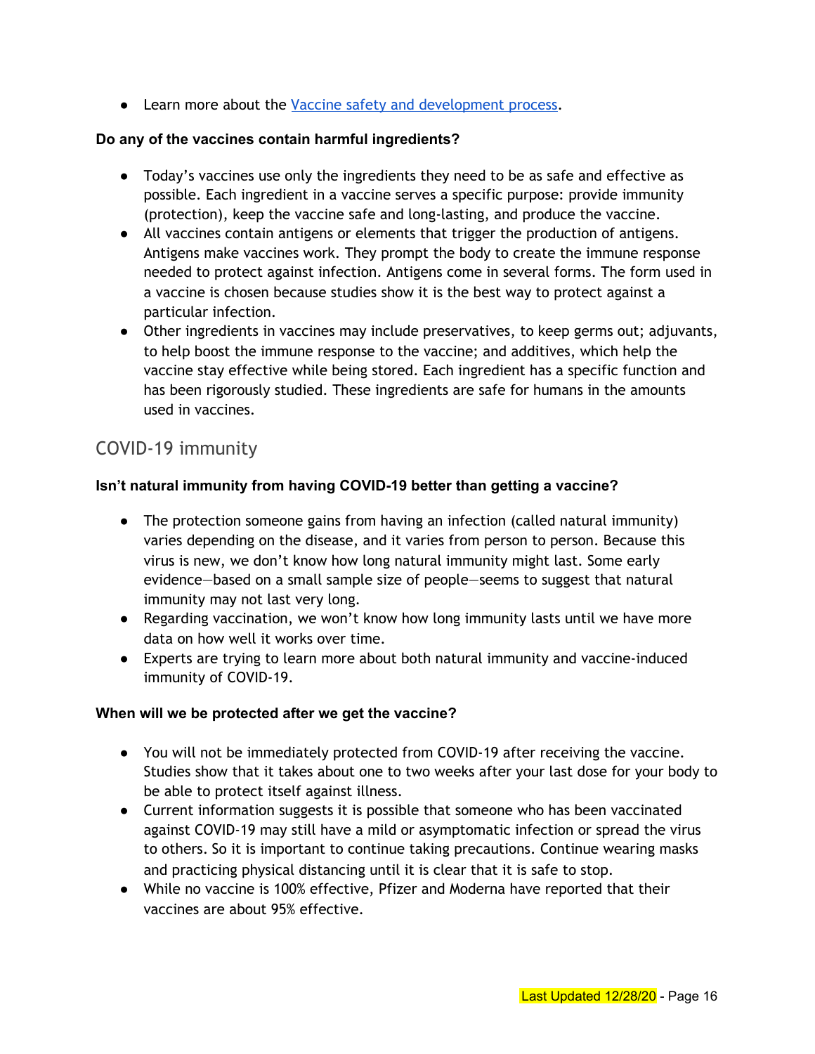- Learn more about the [Vaccine safety and development process](#).

**Do any of the vaccines contain harmful ingredients?**

- Today's vaccines use only the ingredients they need to be as safe and effective as possible. Each ingredient in a vaccine serves a specific purpose: provide immunity (protection), keep the vaccine safe and long-lasting, and produce the vaccine.
- All vaccines contain antigens or elements that trigger the production of antigens. Antigens make vaccines work. They prompt the body to create the immune response needed to protect against infection. Antigens come in several forms. The form used in a vaccine is chosen because studies show it is the best way to protect against a particular infection.
- Other ingredients in vaccines may include preservatives, to keep germs out; adjuvants, to help boost the immune response to the vaccine; and additives, which help the vaccine stay effective while being stored. Each ingredient has a specific function and has been rigorously studied. These ingredients are safe for humans in the amounts used in vaccines.

## COVID-19 immunity

**Isn't natural immunity from having COVID-19 better than getting a vaccine?**

- The protection someone gains from having an infection (called natural immunity) varies depending on the disease, and it varies from person to person. Because this virus is new, we don't know how long natural immunity might last. Some early evidence—based on a small sample size of people—seems to suggest that natural immunity may not last very long.
- Regarding vaccination, we won't know how long immunity lasts until we have more data on how well it works over time.
- Experts are trying to learn more about both natural immunity and vaccine-induced immunity of COVID-19.

**When will we be protected after we get the vaccine?**

- You will not be immediately protected from COVID-19 after receiving the vaccine. Studies show that it takes about one to two weeks after your last dose for your body to be able to protect itself against illness.
- Current information suggests it is possible that someone who has been vaccinated against COVID-19 may still have a mild or asymptomatic infection or spread the virus to others. So it is important to continue taking precautions. Continue wearing masks and practicing physical distancing until it is clear that it is safe to stop.
- While no vaccine is 100% effective, Pfizer and Moderna have reported that their vaccines are about 95% effective.

Last Updated 12/28/20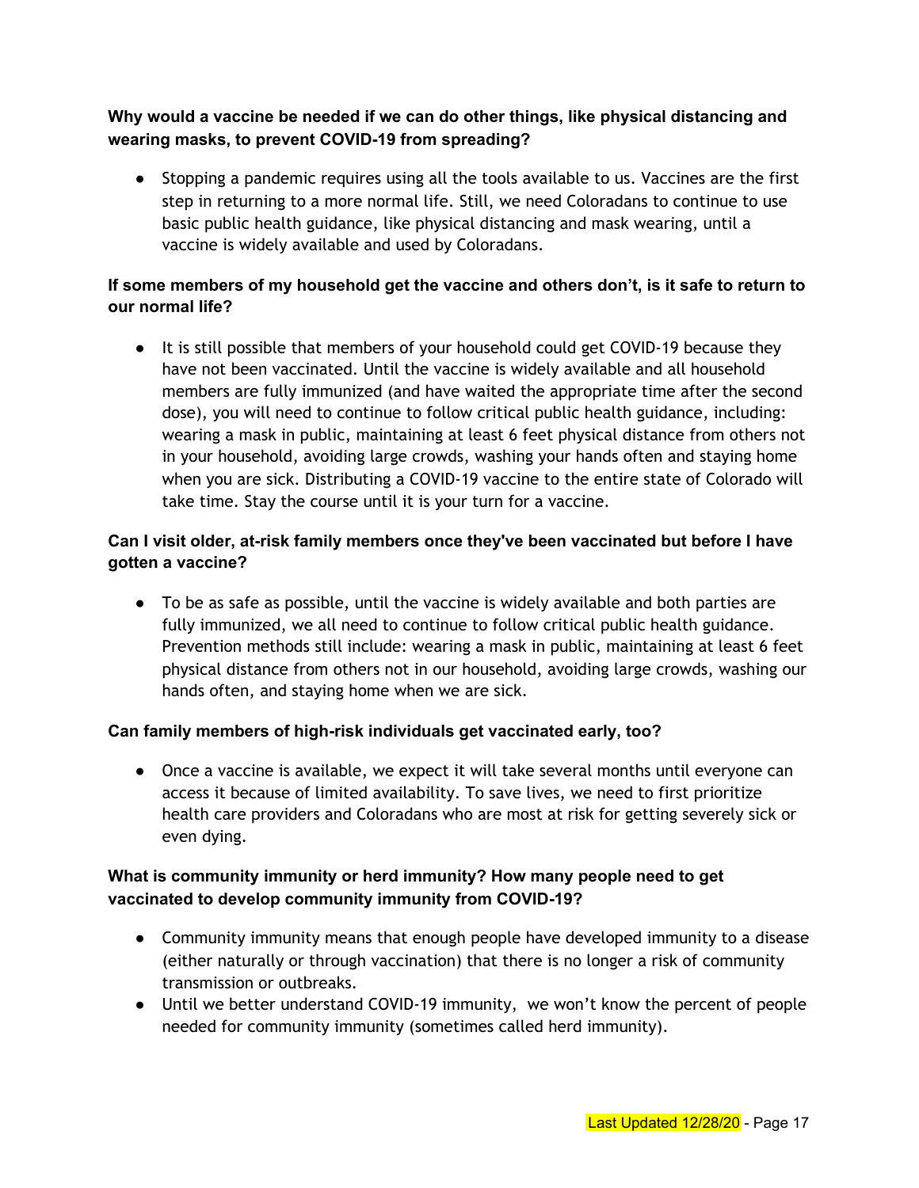**Why would a vaccine be needed if we can do other things, like physical distancing and wearing masks, to prevent COVID-19 from spreading?**

- Stopping a pandemic requires using all the tools available to us. Vaccines are the first step in returning to a more normal life. Still, we need Coloradans to continue to use basic public health guidance, like physical distancing and mask wearing, until a vaccine is widely available and used by Coloradans.

**If some members of my household get the vaccine and others don't, is it safe to return to our normal life?**

- It is still possible that members of your household could get COVID-19 because they have not been vaccinated. Until the vaccine is widely available and all household members are fully immunized (and have waited the appropriate time after the second dose), you will need to continue to follow critical public health guidance, including: wearing a mask in public, maintaining at least 6 feet physical distance from others not in your household, avoiding large crowds, washing your hands often and staying home when you are sick. Distributing a COVID-19 vaccine to the entire state of Colorado will take time. Stay the course until it is your turn for a vaccine.

**Can I visit older, at-risk family members once they've been vaccinated but before I have gotten a vaccine?**

- To be as safe as possible, until the vaccine is widely available and both parties are fully immunized, we all need to continue to follow critical public health guidance. Prevention methods still include: wearing a mask in public, maintaining at least 6 feet physical distance from others not in our household, avoiding large crowds, washing our hands often, and staying home when we are sick.

**Can family members of high-risk individuals get vaccinated early, too?**

- Once a vaccine is available, we expect it will take several months until everyone can access it because of limited availability. To save lives, we need to first prioritize health care providers and Coloradans who are most at risk for getting severely sick or even dying.

**What is community immunity or herd immunity? How many people need to get vaccinated to develop community immunity from COVID-19?**

- Community immunity means that enough people have developed immunity to a disease (either naturally or through vaccination) that there is no longer a risk of community transmission or outbreaks.
- Until we better understand COVID-19 immunity, we won't know the percent of people needed for community immunity (sometimes called herd immunity).

Last Updated 12/28/20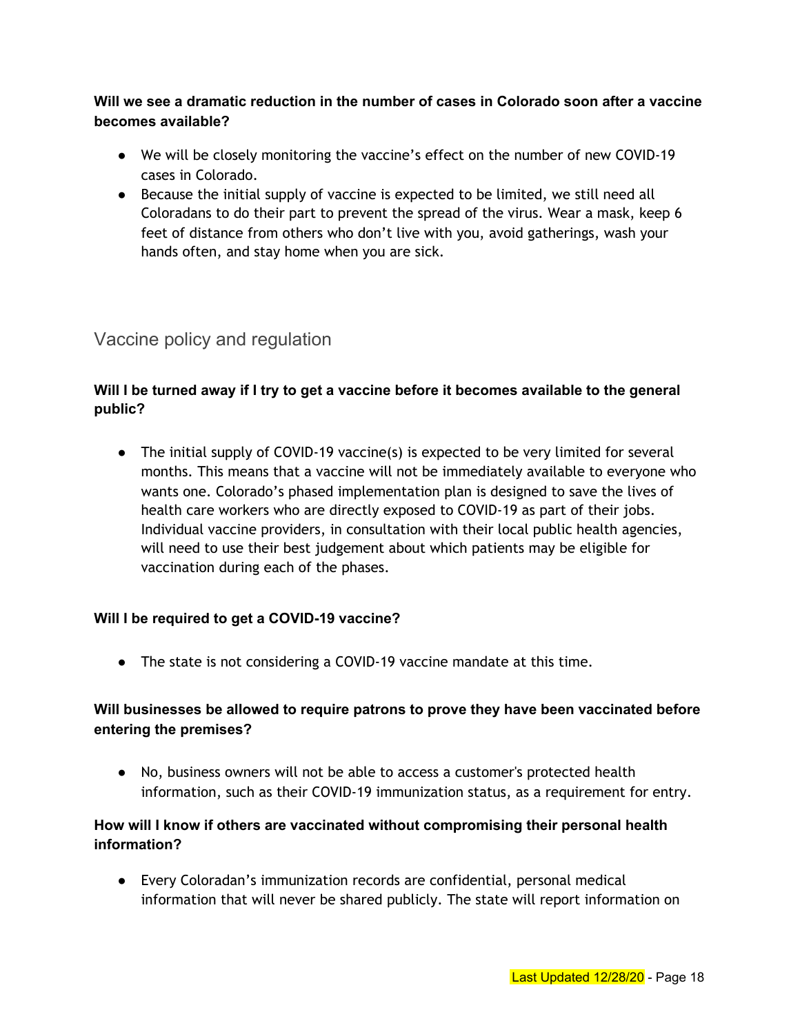**Will we see a dramatic reduction in the number of cases in Colorado soon after a vaccine becomes available?**

- We will be closely monitoring the vaccine's effect on the number of new COVID-19 cases in Colorado.
- Because the initial supply of vaccine is expected to be limited, we still need all Coloradans to do their part to prevent the spread of the virus. Wear a mask, keep 6 feet of distance from others who don't live with you, avoid gatherings, wash your hands often, and stay home when you are sick.

## Vaccine policy and regulation

**Will I be turned away if I try to get a vaccine before it becomes available to the general public?**

- The initial supply of COVID-19 vaccine(s) is expected to be very limited for several months. This means that a vaccine will not be immediately available to everyone who wants one. Colorado's phased implementation plan is designed to save the lives of health care workers who are directly exposed to COVID-19 as part of their jobs. Individual vaccine providers, in consultation with their local public health agencies, will need to use their best judgement about which patients may be eligible for vaccination during each of the phases.

**Will I be required to get a COVID-19 vaccine?**

- The state is not considering a COVID-19 vaccine mandate at this time.

**Will businesses be allowed to require patrons to prove they have been vaccinated before entering the premises?**

- No, business owners will not be able to access a customer's protected health information, such as their COVID-19 immunization status, as a requirement for entry.

**How will I know if others are vaccinated without compromising their personal health information?**

- Every Coloradan's immunization records are confidential, personal medical information that will never be shared publicly. The state will report information on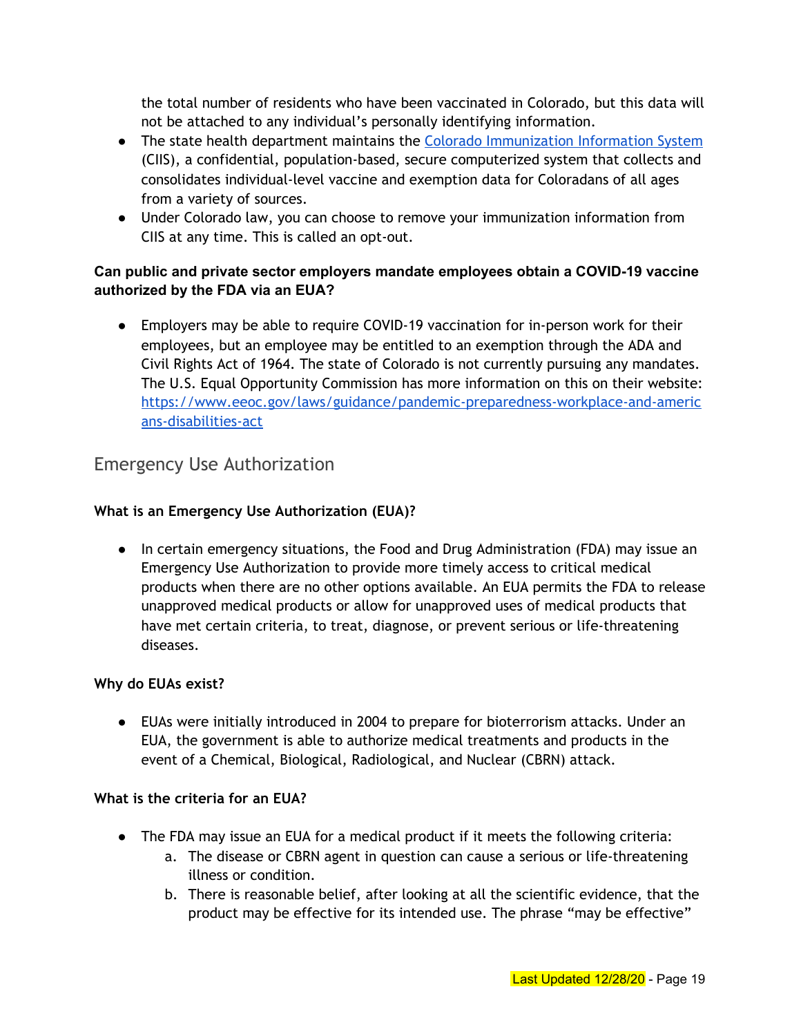the total number of residents who have been vaccinated in Colorado, but this data will not be attached to any individual's personally identifying information.

- The state health department maintains the [Colorado Immunization Information System](#) (CIIS), a confidential, population-based, secure computerized system that collects and consolidates individual-level vaccine and exemption data for Coloradans of all ages from a variety of sources.
- Under Colorado law, you can choose to remove your immunization information from CIIS at any time. This is called an opt-out.

**Can public and private sector employers mandate employees obtain a COVID-19 vaccine authorized by the FDA via an EUA?**

- Employers may be able to require COVID-19 vaccination for in-person work for their employees, but an employee may be entitled to an exemption through the ADA and Civil Rights Act of 1964. The state of Colorado is not currently pursuing any mandates. The U.S. Equal Opportunity Commission has more information on this on their website: https://www.eeoc.gov/laws/guidance/pandemic-preparedness-workplace-and-americans-disabilities-act

## Emergency Use Authorization

**What is an Emergency Use Authorization (EUA)?**

- In certain emergency situations, the Food and Drug Administration (FDA) may issue an Emergency Use Authorization to provide more timely access to critical medical products when there are no other options available. An EUA permits the FDA to release unapproved medical products or allow for unapproved uses of medical products that have met certain criteria, to treat, diagnose, or prevent serious or life-threatening diseases.

**Why do EUAs exist?**

- EUAs were initially introduced in 2004 to prepare for bioterrorism attacks. Under an EUA, the government is able to authorize medical treatments and products in the event of a Chemical, Biological, Radiological, and Nuclear (CBRN) attack.

**What is the criteria for an EUA?**

- The FDA may issue an EUA for a medical product if it meets the following criteria:
  a. The disease or CBRN agent in question can cause a serious or life-threatening illness or condition.
  b. There is reasonable belief, after looking at all the scientific evidence, that the product may be effective for its intended use. The phrase "may be effective"

Last Updated 12/28/20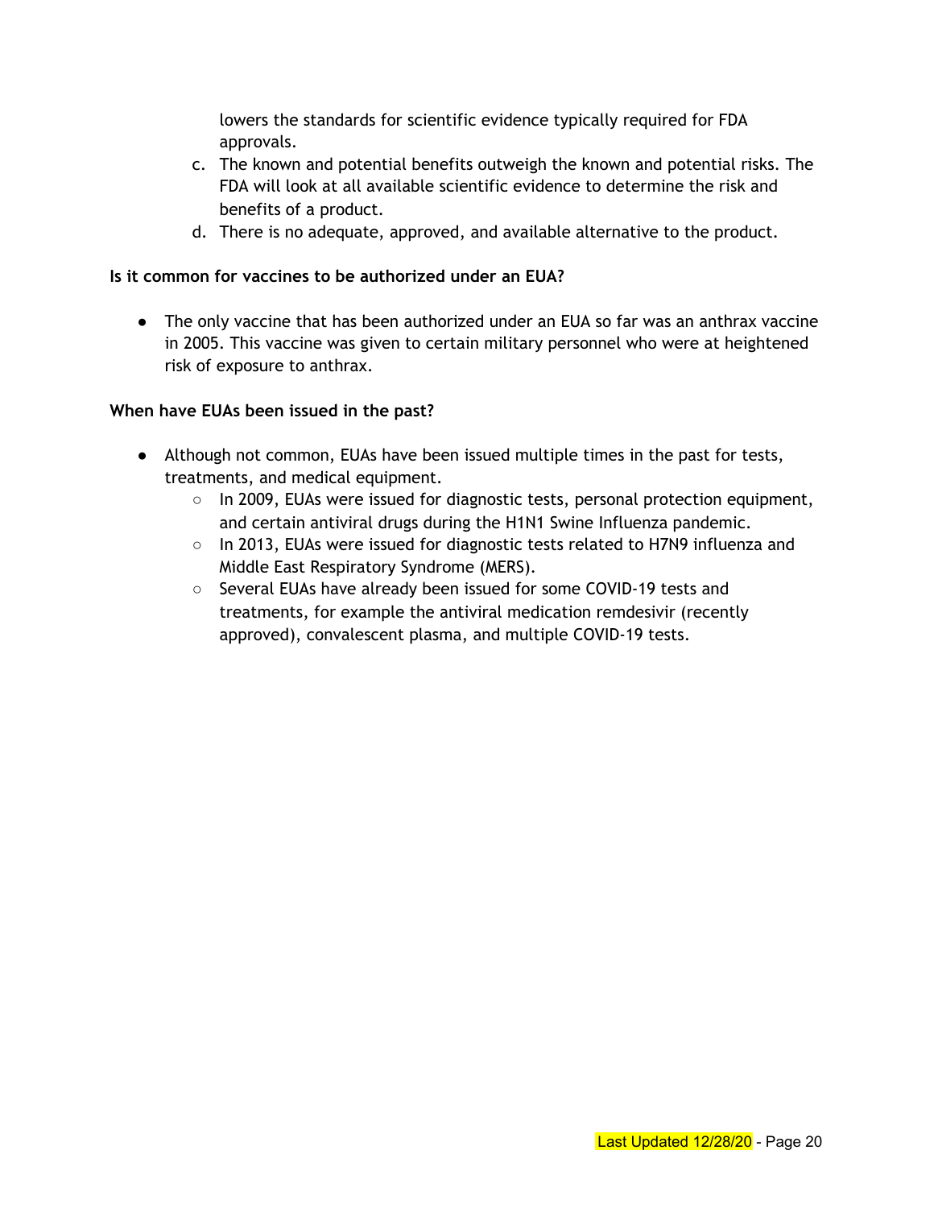lowers the standards for scientific evidence typically required for FDA approvals.

c. The known and potential benefits outweigh the known and potential risks. The FDA will look at all available scientific evidence to determine the risk and benefits of a product.
d. There is no adequate, approved, and available alternative to the product.

**Is it common for vaccines to be authorized under an EUA?**

- The only vaccine that has been authorized under an EUA so far was an anthrax vaccine in 2005. This vaccine was given to certain military personnel who were at heightened risk of exposure to anthrax.

**When have EUAs been issued in the past?**

- Although not common, EUAs have been issued multiple times in the past for tests, treatments, and medical equipment.
  - In 2009, EUAs were issued for diagnostic tests, personal protection equipment, and certain antiviral drugs during the H1N1 Swine Influenza pandemic.
  - In 2013, EUAs were issued for diagnostic tests related to H7N9 influenza and Middle East Respiratory Syndrome (MERS).
  - Several EUAs have already been issued for some COVID-19 tests and treatments, for example the antiviral medication remdesivir (recently approved), convalescent plasma, and multiple COVID-19 tests.